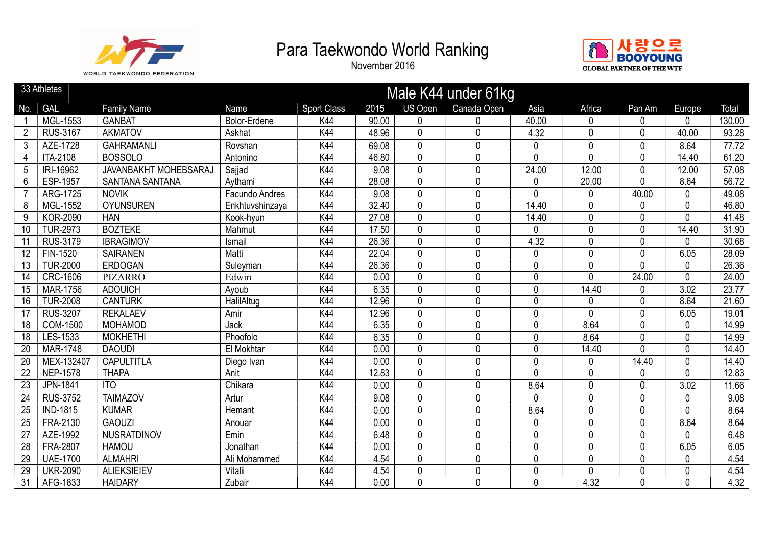# Para Taekwondo World Ranking

November 2016

## Male K44 under 61kg

33 Athletes

| No. | GAL | Family Name | Name | Sport Class | 2015 | US Open | Canada Open | Asia | Africa | Pan Am | Europe | Total |
|---|---|---|---|---|---|---|---|---|---|---|---|---|
| 1 | MGL-1553 | GANBAT | Bolor-Erdene | K44 | 90.00 | 0 | 0 | 40.00 | 0 | 0 | 0 | 130.00 |
| 2 | RUS-3167 | AKMATOV | Askhat | K44 | 48.96 | 0 | 0 | 4.32 | 0 | 0 | 40.00 | 93.28 |
| 3 | AZE-1728 | GAHRAMANLI | Rovshan | K44 | 69.08 | 0 | 0 | 0 | 0 | 0 | 8.64 | 77.72 |
| 4 | ITA-2108 | BOSSOLO | Antonino | K44 | 46.80 | 0 | 0 | 0 | 0 | 0 | 14.40 | 61.20 |
| 5 | IRI-16962 | JAVANBAKHT MOHEBSARAJ | Sajjad | K44 | 9.08 | 0 | 0 | 24.00 | 12.00 | 0 | 12.00 | 57.08 |
| 6 | ESP-1957 | SANTANA SANTANA | Aythami | K44 | 28.08 | 0 | 0 | 0 | 20.00 | 0 | 8.64 | 56.72 |
| 7 | ARG-1725 | NOVIK | Facundo Andres | K44 | 9.08 | 0 | 0 | 0 | 0 | 40.00 | 0 | 49.08 |
| 8 | MGL-1552 | OYUNSUREN | Enkhtuvshinzaya | K44 | 32.40 | 0 | 0 | 14.40 | 0 | 0 | 0 | 46.80 |
| 9 | KOR-2090 | HAN | Kook-hyun | K44 | 27.08 | 0 | 0 | 14.40 | 0 | 0 | 0 | 41.48 |
| 10 | TUR-2973 | BOZTEKE | Mahmut | K44 | 17.50 | 0 | 0 | 0 | 0 | 0 | 14.40 | 31.90 |
| 11 | RUS-3179 | IBRAGIMOV | Ismail | K44 | 26.36 | 0 | 0 | 4.32 | 0 | 0 | 0 | 30.68 |
| 12 | FIN-1520 | SAIRANEN | Matti | K44 | 22.04 | 0 | 0 | 0 | 0 | 0 | 6.05 | 28.09 |
| 13 | TUR-2000 | ERDOGAN | Suleyman | K44 | 26.36 | 0 | 0 | 0 | 0 | 0 | 0 | 26.36 |
| 14 | CRC-1606 | PIZARRO | Edwin | K44 | 0.00 | 0 | 0 | 0 | 0 | 24.00 | 0 | 24.00 |
| 15 | MAR-1756 | ADOUICH | Ayoub | K44 | 6.35 | 0 | 0 | 0 | 14.40 | 0 | 3.02 | 23.77 |
| 16 | TUR-2008 | CANTURK | HalilAltug | K44 | 12.96 | 0 | 0 | 0 | 0 | 0 | 8.64 | 21.60 |
| 17 | RUS-3207 | REKALAEV | Amir | K44 | 12.96 | 0 | 0 | 0 | 0 | 0 | 6.05 | 19.01 |
| 18 | COM-1500 | MOHAMOD | Jack | K44 | 6.35 | 0 | 0 | 0 | 8.64 | 0 | 0 | 14.99 |
| 18 | LES-1533 | MOKHETHI | Phoofolo | K44 | 6.35 | 0 | 0 | 0 | 8.64 | 0 | 0 | 14.99 |
| 20 | MAR-1748 | DAOUDI | El Mokhtar | K44 | 0.00 | 0 | 0 | 0 | 14.40 | 0 | 0 | 14.40 |
| 20 | MEX-132407 | CAPULTITLA | Diego Ivan | K44 | 0.00 | 0 | 0 | 0 | 0 | 14.40 | 0 | 14.40 |
| 22 | NEP-1578 | THAPA | Anit | K44 | 12.83 | 0 | 0 | 0 | 0 | 0 | 0 | 12.83 |
| 23 | JPN-1841 | ITO | Chikara | K44 | 0.00 | 0 | 0 | 8.64 | 0 | 0 | 3.02 | 11.66 |
| 24 | RUS-3752 | TAIMAZOV | Artur | K44 | 9.08 | 0 | 0 | 0 | 0 | 0 | 0 | 9.08 |
| 25 | IND-1815 | KUMAR | Hemant | K44 | 0.00 | 0 | 0 | 8.64 | 0 | 0 | 0 | 8.64 |
| 25 | FRA-2130 | GAOUZI | Anouar | K44 | 0.00 | 0 | 0 | 0 | 0 | 0 | 8.64 | 8.64 |
| 27 | AZE-1992 | NUSRATDINOV | Emin | K44 | 6.48 | 0 | 0 | 0 | 0 | 0 | 0 | 6.48 |
| 28 | FRA-2807 | HAMOU | Jonathan | K44 | 0.00 | 0 | 0 | 0 | 0 | 0 | 6.05 | 6.05 |
| 29 | UAE-1700 | ALMAHRI | Ali Mohammed | K44 | 4.54 | 0 | 0 | 0 | 0 | 0 | 0 | 4.54 |
| 29 | UKR-2090 | ALIEKSIEIEV | Vitalii | K44 | 4.54 | 0 | 0 | 0 | 0 | 0 | 0 | 4.54 |
| 31 | AFG-1833 | HAIDARY | Zubair | K44 | 0.00 | 0 | 0 | 0 | 4.32 | 0 | 0 | 4.32 |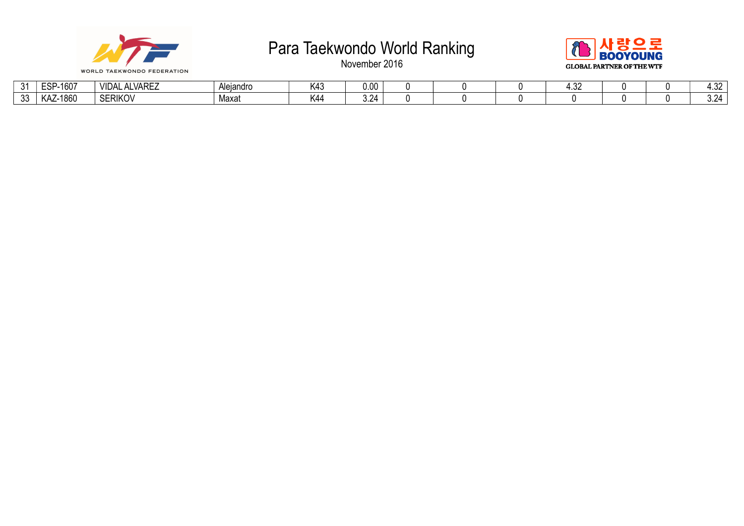# Para Taekwondo World Ranking

November 2016

| | | | | | | | | | | | | |
|---|---|---|---|---|---|---|---|---|---|---|---|---|
| 31 | ESP-1607 | VIDAL ALVAREZ | Alejandro | K43 | 0.00 | 0 | 0 | 0 | 4.32 | 0 | 0 | 4.32 |
| 33 | KAZ-1860 | SERIKOV | Maxat | K44 | 3.24 | 0 | 0 | 0 | 0 | 0 | 0 | 3.24 |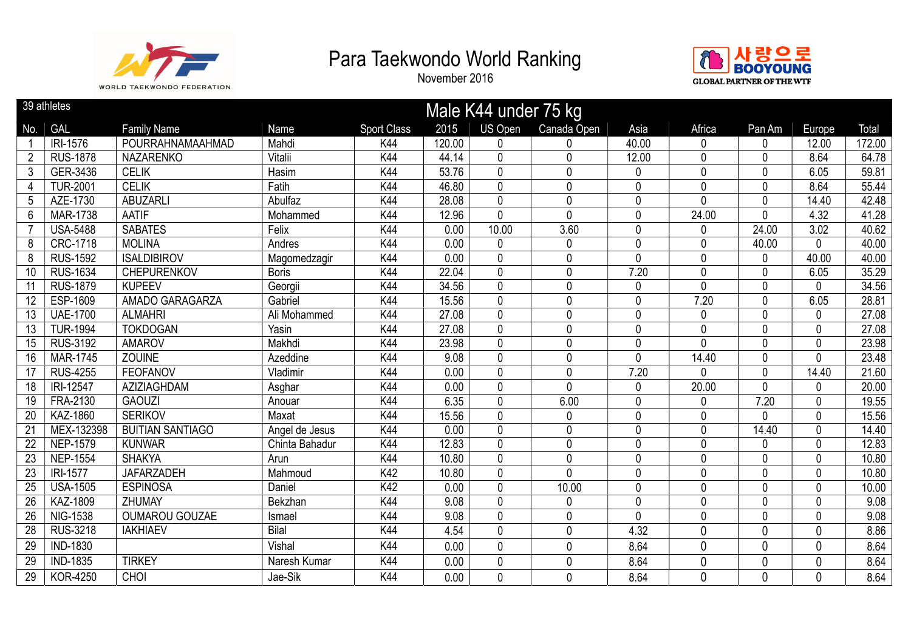# Para Taekwondo World Ranking

November 2016

39 athletes

## Male K44 under 75 kg

| No. | GAL | Family Name | Name | Sport Class | 2015 | US Open | Canada Open | Asia | Africa | Pan Am | Europe | Total |
|---|---|---|---|---|---|---|---|---|---|---|---|---|
| 1 | IRI-1576 | POURRAHNAMAAHMAD | Mahdi | K44 | 120.00 | 0 | 0 | 40.00 | 0 | 0 | 12.00 | 172.00 |
| 2 | RUS-1878 | NAZARENKO | Vitalii | K44 | 44.14 | 0 | 0 | 12.00 | 0 | 0 | 8.64 | 64.78 |
| 3 | GER-3436 | CELIK | Hasim | K44 | 53.76 | 0 | 0 | 0 | 0 | 0 | 6.05 | 59.81 |
| 4 | TUR-2001 | CELIK | Fatih | K44 | 46.80 | 0 | 0 | 0 | 0 | 0 | 8.64 | 55.44 |
| 5 | AZE-1730 | ABUZARLI | Abulfaz | K44 | 28.08 | 0 | 0 | 0 | 0 | 0 | 14.40 | 42.48 |
| 6 | MAR-1738 | AATIF | Mohammed | K44 | 12.96 | 0 | 0 | 0 | 24.00 | 0 | 4.32 | 41.28 |
| 7 | USA-5488 | SABATES | Felix | K44 | 0.00 | 10.00 | 3.60 | 0 | 0 | 24.00 | 3.02 | 40.62 |
| 8 | CRC-1718 | MOLINA | Andres | K44 | 0.00 | 0 | 0 | 0 | 0 | 40.00 | 0 | 40.00 |
| 8 | RUS-1592 | ISALDIBIROV | Magomedzagir | K44 | 0.00 | 0 | 0 | 0 | 0 | 0 | 40.00 | 40.00 |
| 10 | RUS-1634 | CHEPURENKOV | Boris | K44 | 22.04 | 0 | 0 | 7.20 | 0 | 0 | 6.05 | 35.29 |
| 11 | RUS-1879 | KUPEEV | Georgii | K44 | 34.56 | 0 | 0 | 0 | 0 | 0 | 0 | 34.56 |
| 12 | ESP-1609 | AMADO GARAGARZA | Gabriel | K44 | 15.56 | 0 | 0 | 0 | 7.20 | 0 | 6.05 | 28.81 |
| 13 | UAE-1700 | ALMAHRI | Ali Mohammed | K44 | 27.08 | 0 | 0 | 0 | 0 | 0 | 0 | 27.08 |
| 13 | TUR-1994 | TOKDOGAN | Yasin | K44 | 27.08 | 0 | 0 | 0 | 0 | 0 | 0 | 27.08 |
| 15 | RUS-3192 | AMAROV | Makhdi | K44 | 23.98 | 0 | 0 | 0 | 0 | 0 | 0 | 23.98 |
| 16 | MAR-1745 | ZOUINE | Azeddine | K44 | 9.08 | 0 | 0 | 0 | 14.40 | 0 | 0 | 23.48 |
| 17 | RUS-4255 | FEOFANOV | Vladimir | K44 | 0.00 | 0 | 0 | 7.20 | 0 | 0 | 14.40 | 21.60 |
| 18 | IRI-12547 | AZIZIAGHDAM | Asghar | K44 | 0.00 | 0 | 0 | 0 | 20.00 | 0 | 0 | 20.00 |
| 19 | FRA-2130 | GAOUZI | Anouar | K44 | 6.35 | 0 | 6.00 | 0 | 0 | 7.20 | 0 | 19.55 |
| 20 | KAZ-1860 | SERIKOV | Maxat | K44 | 15.56 | 0 | 0 | 0 | 0 | 0 | 0 | 15.56 |
| 21 | MEX-132398 | BUITIAN SANTIAGO | Angel de Jesus | K44 | 0.00 | 0 | 0 | 0 | 0 | 14.40 | 0 | 14.40 |
| 22 | NEP-1579 | KUNWAR | Chinta Bahadur | K44 | 12.83 | 0 | 0 | 0 | 0 | 0 | 0 | 12.83 |
| 23 | NEP-1554 | SHAKYA | Arun | K44 | 10.80 | 0 | 0 | 0 | 0 | 0 | 0 | 10.80 |
| 23 | IRI-1577 | JAFARZADEH | Mahmoud | K42 | 10.80 | 0 | 0 | 0 | 0 | 0 | 0 | 10.80 |
| 25 | USA-1505 | ESPINOSA | Daniel | K42 | 0.00 | 0 | 10.00 | 0 | 0 | 0 | 0 | 10.00 |
| 26 | KAZ-1809 | ZHUMAY | Bekzhan | K44 | 9.08 | 0 | 0 | 0 | 0 | 0 | 0 | 9.08 |
| 26 | NIG-1538 | OUMAROU GOUZAE | Ismael | K44 | 9.08 | 0 | 0 | 0 | 0 | 0 | 0 | 9.08 |
| 28 | RUS-3218 | IAKHIAEV | Bilal | K44 | 4.54 | 0 | 0 | 4.32 | 0 | 0 | 0 | 8.86 |
| 29 | IND-1830 | | Vishal | K44 | 0.00 | 0 | 0 | 8.64 | 0 | 0 | 0 | 8.64 |
| 29 | IND-1835 | TIRKEY | Naresh Kumar | K44 | 0.00 | 0 | 0 | 8.64 | 0 | 0 | 0 | 8.64 |
| 29 | KOR-4250 | CHOI | Jae-Sik | K44 | 0.00 | 0 | 0 | 8.64 | 0 | 0 | 0 | 8.64 |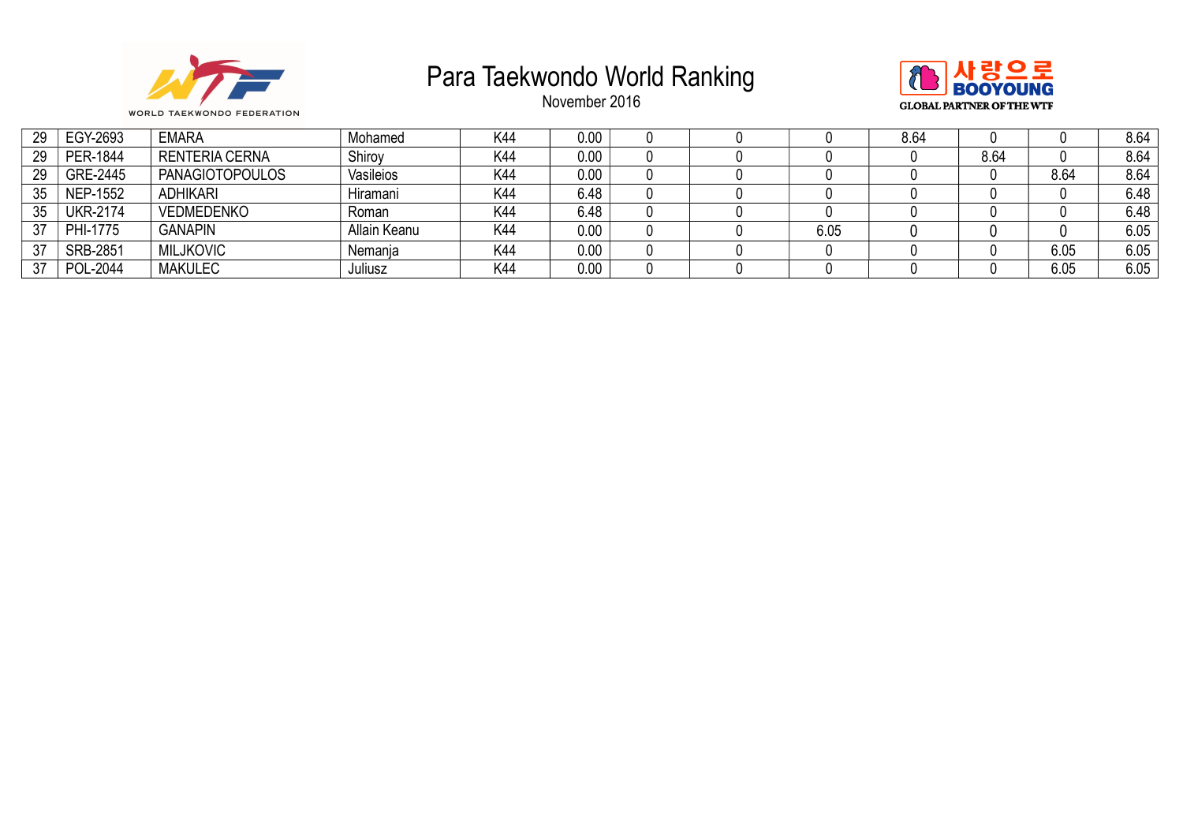# Para Taekwondo World Ranking

November 2016

| | | | | | | | | | | | | |
|---|---|---|---|---|---|---|---|---|---|---|---|---|
| 29 | EGY-2693 | EMARA | Mohamed | K44 | 0.00 | 0 | 0 | 0 | 8.64 | 0 | 0 | 8.64 |
| 29 | PER-1844 | RENTERIA CERNA | Shiroy | K44 | 0.00 | 0 | 0 | 0 | 0 | 8.64 | 0 | 8.64 |
| 29 | GRE-2445 | PANAGIOTOPOULOS | Vasileios | K44 | 0.00 | 0 | 0 | 0 | 0 | 0 | 8.64 | 8.64 |
| 35 | NEP-1552 | ADHIKARI | Hiramani | K44 | 6.48 | 0 | 0 | 0 | 0 | 0 | 0 | 6.48 |
| 35 | UKR-2174 | VEDMEDENKO | Roman | K44 | 6.48 | 0 | 0 | 0 | 0 | 0 | 0 | 6.48 |
| 37 | PHI-1775 | GANAPIN | Allain Keanu | K44 | 0.00 | 0 | 0 | 6.05 | 0 | 0 | 0 | 6.05 |
| 37 | SRB-2851 | MILJKOVIC | Nemanja | K44 | 0.00 | 0 | 0 | 0 | 0 | 0 | 6.05 | 6.05 |
| 37 | POL-2044 | MAKULEC | Juliusz | K44 | 0.00 | 0 | 0 | 0 | 0 | 0 | 6.05 | 6.05 |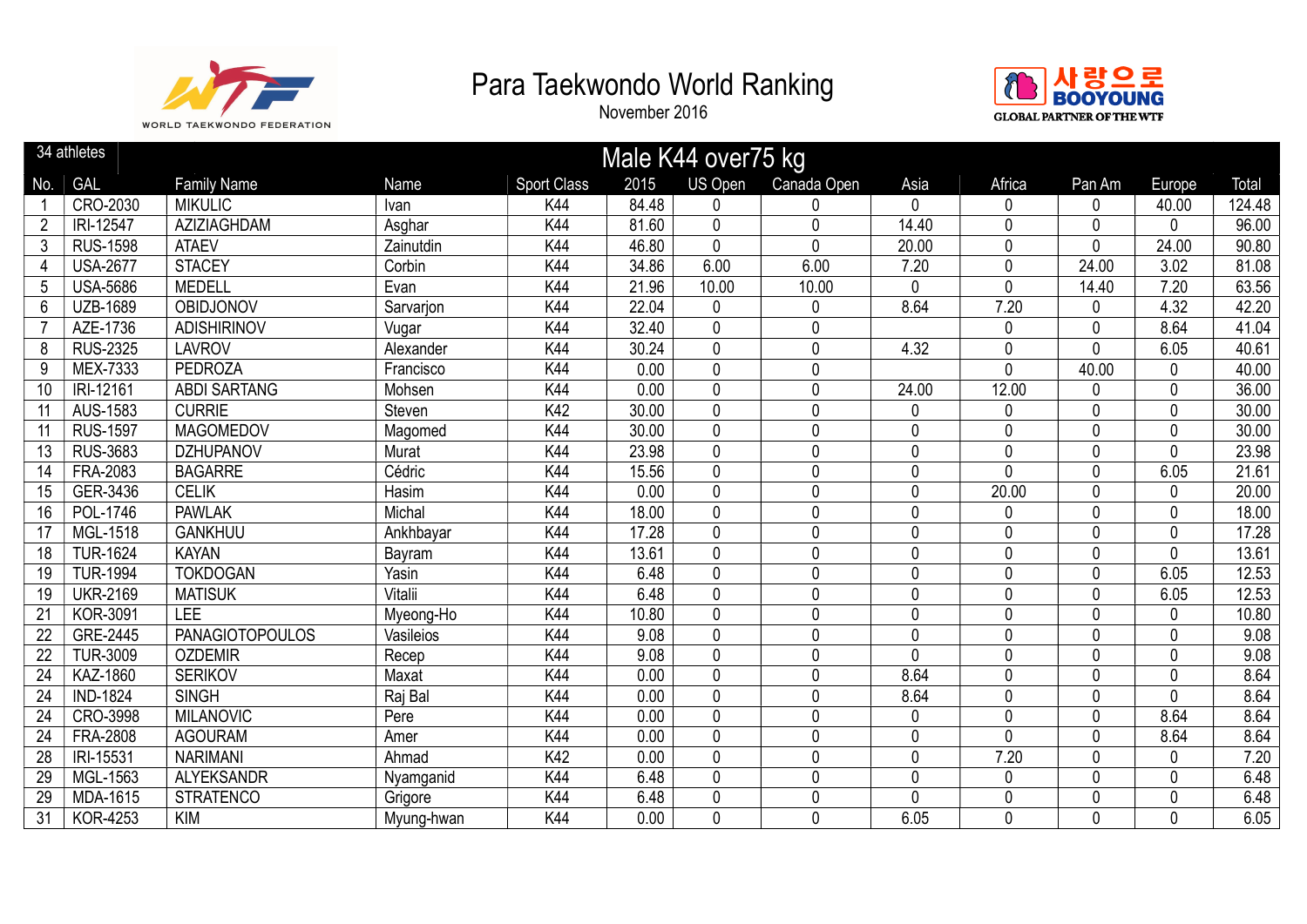# Para Taekwondo World Ranking

November 2016

## Male K44 over75 kg

34 athletes

| No. | GAL | Family Name | Name | Sport Class | 2015 | US Open | Canada Open | Asia | Africa | Pan Am | Europe | Total |
|---|---|---|---|---|---|---|---|---|---|---|---|---|
| 1 | CRO-2030 | MIKULIC | Ivan | K44 | 84.48 | 0 | 0 | 0 | 0 | 0 | 40.00 | 124.48 |
| 2 | IRI-12547 | AZIZIAGHDAM | Asghar | K44 | 81.60 | 0 | 0 | 14.40 | 0 | 0 | 0 | 96.00 |
| 3 | RUS-1598 | ATAEV | Zainutdin | K44 | 46.80 | 0 | 0 | 20.00 | 0 | 0 | 24.00 | 90.80 |
| 4 | USA-2677 | STACEY | Corbin | K44 | 34.86 | 6.00 | 6.00 | 7.20 | 0 | 24.00 | 3.02 | 81.08 |
| 5 | USA-5686 | MEDELL | Evan | K44 | 21.96 | 10.00 | 10.00 | 0 | 0 | 14.40 | 7.20 | 63.56 |
| 6 | UZB-1689 | OBIDJONOV | Sarvarjon | K44 | 22.04 | 0 | 0 | 8.64 | 7.20 | 0 | 4.32 | 42.20 |
| 7 | AZE-1736 | ADISHIRINOV | Vugar | K44 | 32.40 | 0 | 0 |  | 0 | 0 | 8.64 | 41.04 |
| 8 | RUS-2325 | LAVROV | Alexander | K44 | 30.24 | 0 | 0 | 4.32 | 0 | 0 | 6.05 | 40.61 |
| 9 | MEX-7333 | PEDROZA | Francisco | K44 | 0.00 | 0 | 0 |  | 0 | 40.00 | 0 | 40.00 |
| 10 | IRI-12161 | ABDI SARTANG | Mohsen | K44 | 0.00 | 0 | 0 | 24.00 | 12.00 | 0 | 0 | 36.00 |
| 11 | AUS-1583 | CURRIE | Steven | K42 | 30.00 | 0 | 0 | 0 | 0 | 0 | 0 | 30.00 |
| 11 | RUS-1597 | MAGOMEDOV | Magomed | K44 | 30.00 | 0 | 0 | 0 | 0 | 0 | 0 | 30.00 |
| 13 | RUS-3683 | DZHUPANOV | Murat | K44 | 23.98 | 0 | 0 | 0 | 0 | 0 | 0 | 23.98 |
| 14 | FRA-2083 | BAGARRE | Cédric | K44 | 15.56 | 0 | 0 | 0 | 0 | 0 | 6.05 | 21.61 |
| 15 | GER-3436 | CELIK | Hasim | K44 | 0.00 | 0 | 0 | 0 | 20.00 | 0 | 0 | 20.00 |
| 16 | POL-1746 | PAWLAK | Michal | K44 | 18.00 | 0 | 0 | 0 | 0 | 0 | 0 | 18.00 |
| 17 | MGL-1518 | GANKHUU | Ankhbayar | K44 | 17.28 | 0 | 0 | 0 | 0 | 0 | 0 | 17.28 |
| 18 | TUR-1624 | KAYAN | Bayram | K44 | 13.61 | 0 | 0 | 0 | 0 | 0 | 0 | 13.61 |
| 19 | TUR-1994 | TOKDOGAN | Yasin | K44 | 6.48 | 0 | 0 | 0 | 0 | 0 | 6.05 | 12.53 |
| 19 | UKR-2169 | MATISUK | Vitalii | K44 | 6.48 | 0 | 0 | 0 | 0 | 0 | 6.05 | 12.53 |
| 21 | KOR-3091 | LEE | Myeong-Ho | K44 | 10.80 | 0 | 0 | 0 | 0 | 0 | 0 | 10.80 |
| 22 | GRE-2445 | PANAGIOTOPOULOS | Vasileios | K44 | 9.08 | 0 | 0 | 0 | 0 | 0 | 0 | 9.08 |
| 22 | TUR-3009 | OZDEMIR | Recep | K44 | 9.08 | 0 | 0 | 0 | 0 | 0 | 0 | 9.08 |
| 24 | KAZ-1860 | SERIKOV | Maxat | K44 | 0.00 | 0 | 0 | 8.64 | 0 | 0 | 0 | 8.64 |
| 24 | IND-1824 | SINGH | Raj Bal | K44 | 0.00 | 0 | 0 | 8.64 | 0 | 0 | 0 | 8.64 |
| 24 | CRO-3998 | MILANOVIC | Pere | K44 | 0.00 | 0 | 0 | 0 | 0 | 0 | 8.64 | 8.64 |
| 24 | FRA-2808 | AGOURAM | Amer | K44 | 0.00 | 0 | 0 | 0 | 0 | 0 | 8.64 | 8.64 |
| 28 | IRI-15531 | NARIMANI | Ahmad | K42 | 0.00 | 0 | 0 | 0 | 7.20 | 0 | 0 | 7.20 |
| 29 | MGL-1563 | ALYEKSANDR | Nyamganid | K44 | 6.48 | 0 | 0 | 0 | 0 | 0 | 0 | 6.48 |
| 29 | MDA-1615 | STRATENCO | Grigore | K44 | 6.48 | 0 | 0 | 0 | 0 | 0 | 0 | 6.48 |
| 31 | KOR-4253 | KIM | Myung-hwan | K44 | 0.00 | 0 | 0 | 6.05 | 0 | 0 | 0 | 6.05 |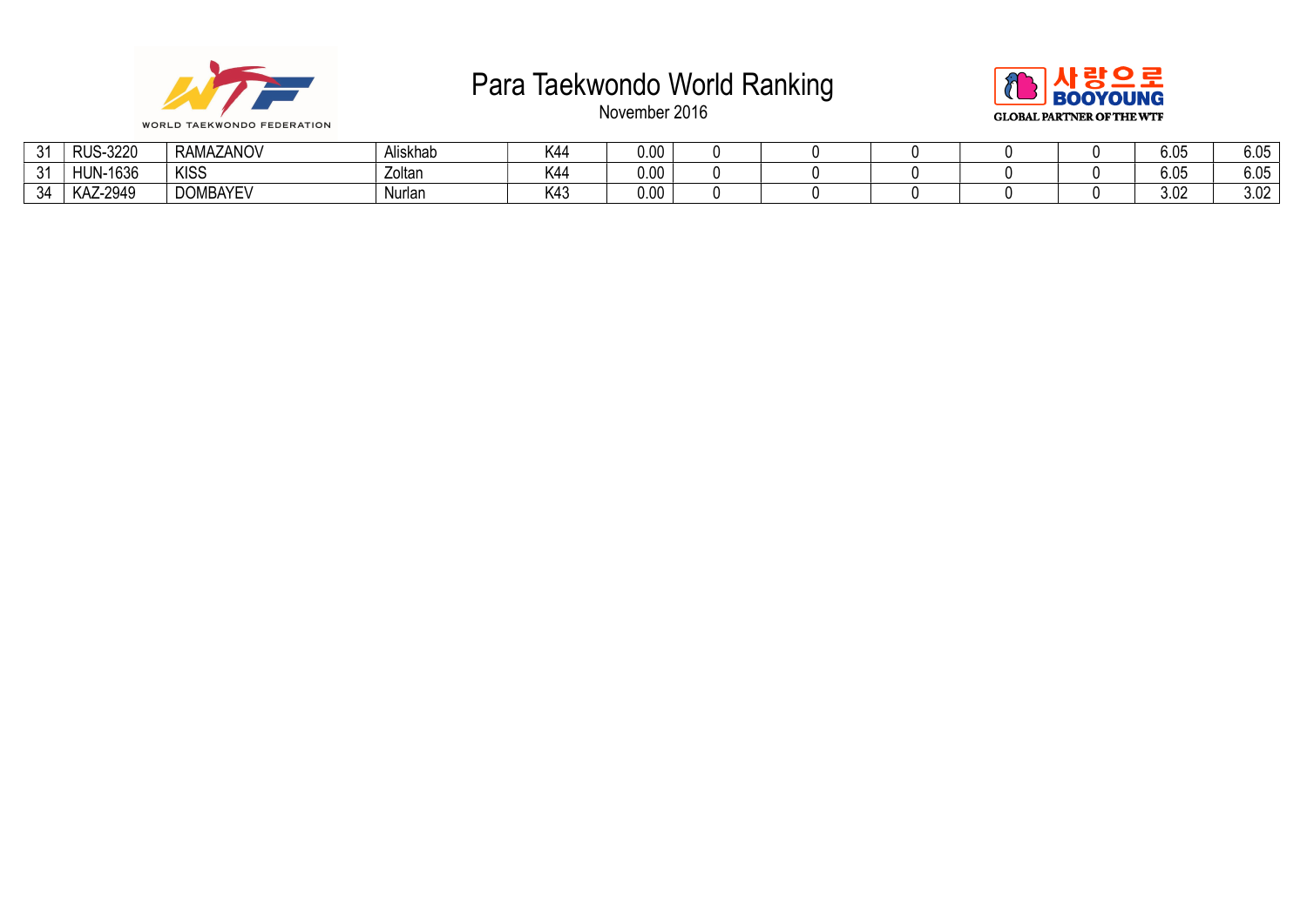# Para Taekwondo World Ranking

November 2016

| | | | | | | | | | | | | |
|---|---|---|---|---|---|---|---|---|---|---|---|---|
| 31 | RUS-3220 | RAMAZANOV | Aliskhab | K44 | 0.00 | 0 | 0 | 0 | 0 | 0 | 6.05 | 6.05 |
| 31 | HUN-1636 | KISS | Zoltan | K44 | 0.00 | 0 | 0 | 0 | 0 | 0 | 6.05 | 6.05 |
| 34 | KAZ-2949 | DOMBAYEV | Nurlan | K43 | 0.00 | 0 | 0 | 0 | 0 | 0 | 3.02 | 3.02 |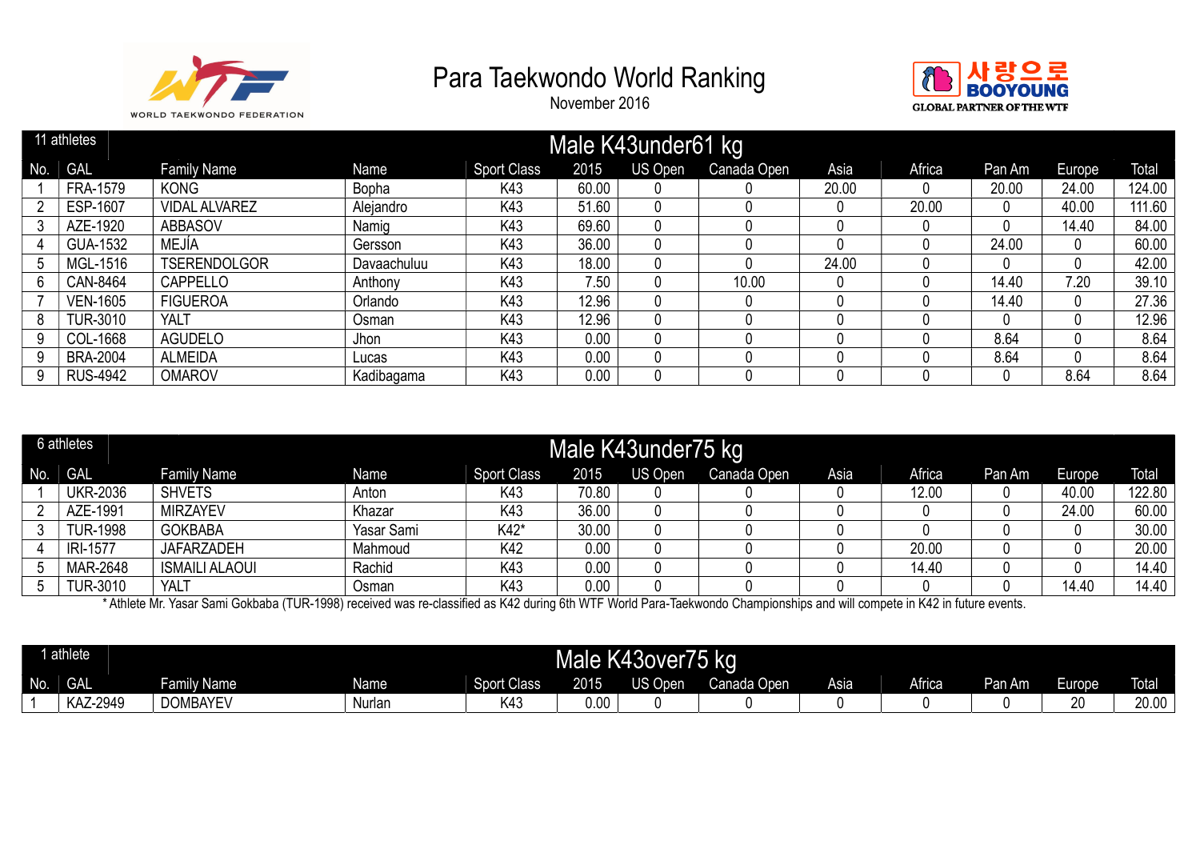# Para Taekwondo World Ranking

November 2016

## Male K43under61 kg

11 athletes

| No. | GAL | Family Name | Name | Sport Class | 2015 | US Open | Canada Open | Asia | Africa | Pan Am | Europe | Total |
|---|---|---|---|---|---|---|---|---|---|---|---|---|
| 1 | FRA-1579 | KONG | Bopha | K43 | 60.00 | 0 | 0 | 20.00 | 0 | 20.00 | 24.00 | 124.00 |
| 2 | ESP-1607 | VIDAL ALVAREZ | Alejandro | K43 | 51.60 | 0 | 0 | 0 | 20.00 | 0 | 40.00 | 111.60 |
| 3 | AZE-1920 | ABBASOV | Namig | K43 | 69.60 | 0 | 0 | 0 | 0 | 0 | 14.40 | 84.00 |
| 4 | GUA-1532 | MEJÍA | Gersson | K43 | 36.00 | 0 | 0 | 0 | 0 | 24.00 | 0 | 60.00 |
| 5 | MGL-1516 | TSERENDOLGOR | Davaachuluu | K43 | 18.00 | 0 | 0 | 24.00 | 0 | 0 | 0 | 42.00 |
| 6 | CAN-8464 | CAPPELLO | Anthony | K43 | 7.50 | 0 | 10.00 | 0 | 0 | 14.40 | 7.20 | 39.10 |
| 7 | VEN-1605 | FIGUEROA | Orlando | K43 | 12.96 | 0 | 0 | 0 | 0 | 14.40 | 0 | 27.36 |
| 8 | TUR-3010 | YALT | Osman | K43 | 12.96 | 0 | 0 | 0 | 0 | 0 | 0 | 12.96 |
| 9 | COL-1668 | AGUDELO | Jhon | K43 | 0.00 | 0 | 0 | 0 | 0 | 8.64 | 0 | 8.64 |
| 9 | BRA-2004 | ALMEIDA | Lucas | K43 | 0.00 | 0 | 0 | 0 | 0 | 8.64 | 0 | 8.64 |
| 9 | RUS-4942 | OMAROV | Kadibagama | K43 | 0.00 | 0 | 0 | 0 | 0 | 0 | 8.64 | 8.64 |

## Male K43under75 kg

6 athletes

| No. | GAL | Family Name | Name | Sport Class | 2015 | US Open | Canada Open | Asia | Africa | Pan Am | Europe | Total |
|---|---|---|---|---|---|---|---|---|---|---|---|---|
| 1 | UKR-2036 | SHVETS | Anton | K43 | 70.80 | 0 | 0 | 0 | 12.00 | 0 | 40.00 | 122.80 |
| 2 | AZE-1991 | MIRZAYEV | Khazar | K43 | 36.00 | 0 | 0 | 0 | 0 | 0 | 24.00 | 60.00 |
| 3 | TUR-1998 | GOKBABA | Yasar Sami | K42* | 30.00 | 0 | 0 | 0 | 0 | 0 | 0 | 30.00 |
| 4 | IRI-1577 | JAFARZADEH | Mahmoud | K42 | 0.00 | 0 | 0 | 0 | 20.00 | 0 | 0 | 20.00 |
| 5 | MAR-2648 | ISMAILI ALAOUI | Rachid | K43 | 0.00 | 0 | 0 | 0 | 14.40 | 0 | 0 | 14.40 |
| 5 | TUR-3010 | YALT | Osman | K43 | 0.00 | 0 | 0 | 0 | 0 | 0 | 14.40 | 14.40 |

* Athlete Mr. Yasar Sami Gokbaba (TUR-1998) received was re-classified as K42 during 6th WTF World Para-Taekwondo Championships and will compete in K42 in future events.

## Male K43over75 kg

1 athlete

| No. | GAL | Family Name | Name | Sport Class | 2015 | US Open | Canada Open | Asia | Africa | Pan Am | Europe | Total |
|---|---|---|---|---|---|---|---|---|---|---|---|---|
| 1 | KAZ-2949 | DOMBAYEV | Nurlan | K43 | 0.00 | 0 | 0 | 0 | 0 | 0 | 20 | 20.00 |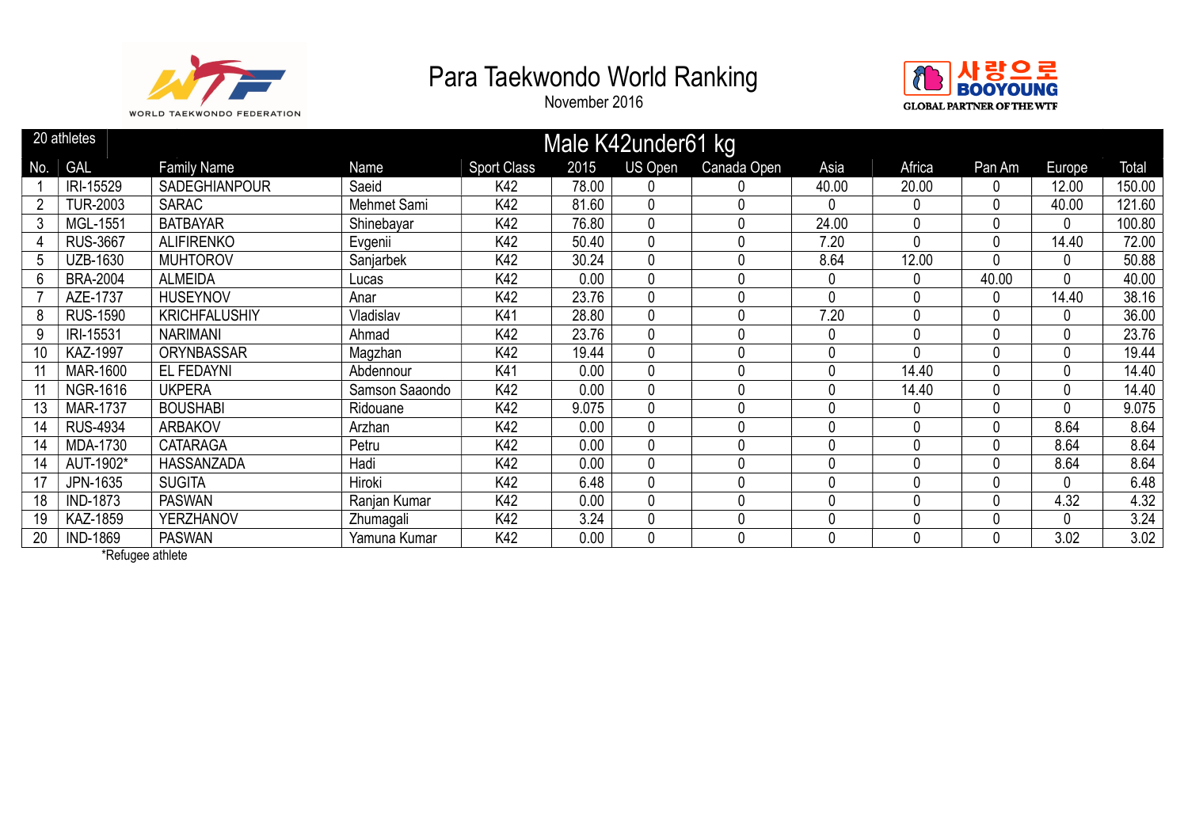# Para Taekwondo World Ranking

November 2016

| 20 athletes | | Male K42under61 kg | | | | | | | | | | |
|---|---|---|---|---|---|---|---|---|---|---|---|---|
| No. | GAL | Family Name | Name | Sport Class | 2015 | US Open | Canada Open | Asia | Africa | Pan Am | Europe | Total |
| 1 | IRI-15529 | SADEGHIANPOUR | Saeid | K42 | 78.00 | 0 | 0 | 40.00 | 20.00 | 0 | 12.00 | 150.00 |
| 2 | TUR-2003 | SARAC | Mehmet Sami | K42 | 81.60 | 0 | 0 | 0 | 0 | 0 | 40.00 | 121.60 |
| 3 | MGL-1551 | BATBAYAR | Shinebayar | K42 | 76.80 | 0 | 0 | 24.00 | 0 | 0 | 0 | 100.80 |
| 4 | RUS-3667 | ALIFIRENKO | Evgenii | K42 | 50.40 | 0 | 0 | 7.20 | 0 | 0 | 14.40 | 72.00 |
| 5 | UZB-1630 | MUHTOROV | Sanjarbek | K42 | 30.24 | 0 | 0 | 8.64 | 12.00 | 0 | 0 | 50.88 |
| 6 | BRA-2004 | ALMEIDA | Lucas | K42 | 0.00 | 0 | 0 | 0 | 0 | 40.00 | 0 | 40.00 |
| 7 | AZE-1737 | HUSEYNOV | Anar | K42 | 23.76 | 0 | 0 | 0 | 0 | 0 | 14.40 | 38.16 |
| 8 | RUS-1590 | KRICHFALUSHIY | Vladislav | K41 | 28.80 | 0 | 0 | 7.20 | 0 | 0 | 0 | 36.00 |
| 9 | IRI-15531 | NARIMANI | Ahmad | K42 | 23.76 | 0 | 0 | 0 | 0 | 0 | 0 | 23.76 |
| 10 | KAZ-1997 | ORYNBASSAR | Magzhan | K42 | 19.44 | 0 | 0 | 0 | 0 | 0 | 0 | 19.44 |
| 11 | MAR-1600 | EL FEDAYNI | Abdennour | K41 | 0.00 | 0 | 0 | 0 | 14.40 | 0 | 0 | 14.40 |
| 11 | NGR-1616 | UKPERA | Samson Saaondo | K42 | 0.00 | 0 | 0 | 0 | 14.40 | 0 | 0 | 14.40 |
| 13 | MAR-1737 | BOUSHABI | Ridouane | K42 | 9.075 | 0 | 0 | 0 | 0 | 0 | 0 | 9.075 |
| 14 | RUS-4934 | ARBAKOV | Arzhan | K42 | 0.00 | 0 | 0 | 0 | 0 | 0 | 8.64 | 8.64 |
| 14 | MDA-1730 | CATARAGA | Petru | K42 | 0.00 | 0 | 0 | 0 | 0 | 0 | 8.64 | 8.64 |
| 14 | AUT-1902* | HASSANZADA | Hadi | K42 | 0.00 | 0 | 0 | 0 | 0 | 0 | 8.64 | 8.64 |
| 17 | JPN-1635 | SUGITA | Hiroki | K42 | 6.48 | 0 | 0 | 0 | 0 | 0 | 0 | 6.48 |
| 18 | IND-1873 | PASWAN | Ranjan Kumar | K42 | 0.00 | 0 | 0 | 0 | 0 | 0 | 4.32 | 4.32 |
| 19 | KAZ-1859 | YERZHANOV | Zhumagali | K42 | 3.24 | 0 | 0 | 0 | 0 | 0 | 0 | 3.24 |
| 20 | IND-1869 | PASWAN | Yamuna Kumar | K42 | 0.00 | 0 | 0 | 0 | 0 | 0 | 3.02 | 3.02 |

*Refugee athlete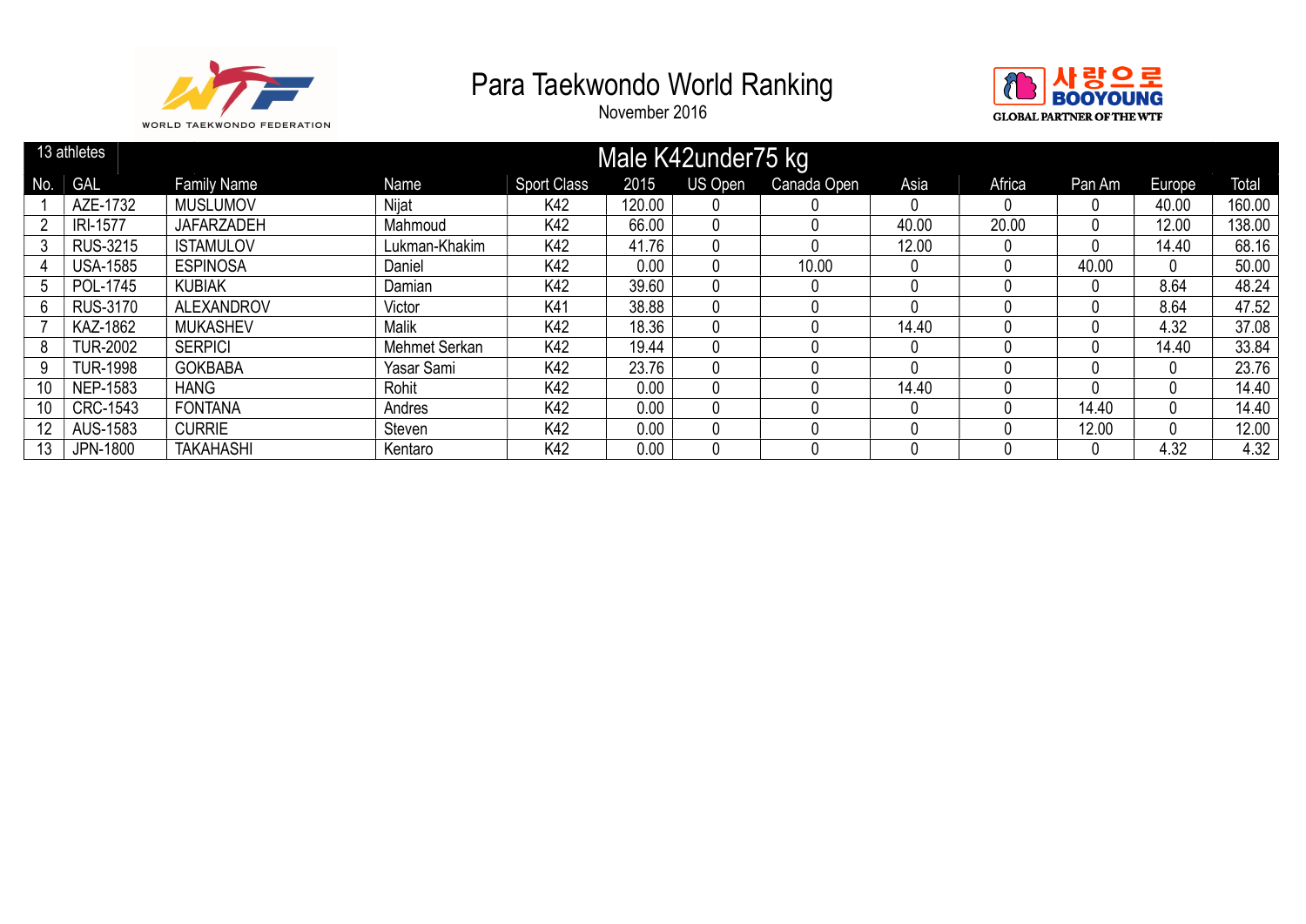# Para Taekwondo World Ranking

November 2016

WORLD TAEKWONDO FEDERATION

사랑으로 BOOYOUNG GLOBAL PARTNER OF THE WTF

## Male K42under75 kg

13 athletes

| No. | GAL | Family Name | Name | Sport Class | 2015 | US Open | Canada Open | Asia | Africa | Pan Am | Europe | Total |
|---|---|---|---|---|---|---|---|---|---|---|---|---|
| 1 | AZE-1732 | MUSLUMOV | Nijat | K42 | 120.00 | 0 | 0 | 0 | 0 | 0 | 40.00 | 160.00 |
| 2 | IRI-1577 | JAFARZADEH | Mahmoud | K42 | 66.00 | 0 | 0 | 40.00 | 20.00 | 0 | 12.00 | 138.00 |
| 3 | RUS-3215 | ISTAMULOV | Lukman-Khakim | K42 | 41.76 | 0 | 0 | 12.00 | 0 | 0 | 14.40 | 68.16 |
| 4 | USA-1585 | ESPINOSA | Daniel | K42 | 0.00 | 0 | 10.00 | 0 | 0 | 40.00 | 0 | 50.00 |
| 5 | POL-1745 | KUBIAK | Damian | K42 | 39.60 | 0 | 0 | 0 | 0 | 0 | 8.64 | 48.24 |
| 6 | RUS-3170 | ALEXANDROV | Victor | K41 | 38.88 | 0 | 0 | 0 | 0 | 0 | 8.64 | 47.52 |
| 7 | KAZ-1862 | MUKASHEV | Malik | K42 | 18.36 | 0 | 0 | 14.40 | 0 | 0 | 4.32 | 37.08 |
| 8 | TUR-2002 | SERPICI | Mehmet Serkan | K42 | 19.44 | 0 | 0 | 0 | 0 | 0 | 14.40 | 33.84 |
| 9 | TUR-1998 | GOKBABA | Yasar Sami | K42 | 23.76 | 0 | 0 | 0 | 0 | 0 | 0 | 23.76 |
| 10 | NEP-1583 | HANG | Rohit | K42 | 0.00 | 0 | 0 | 14.40 | 0 | 0 | 0 | 14.40 |
| 10 | CRC-1543 | FONTANA | Andres | K42 | 0.00 | 0 | 0 | 0 | 0 | 14.40 | 0 | 14.40 |
| 12 | AUS-1583 | CURRIE | Steven | K42 | 0.00 | 0 | 0 | 0 | 0 | 12.00 | 0 | 12.00 |
| 13 | JPN-1800 | TAKAHASHI | Kentaro | K42 | 0.00 | 0 | 0 | 0 | 0 | 0 | 4.32 | 4.32 |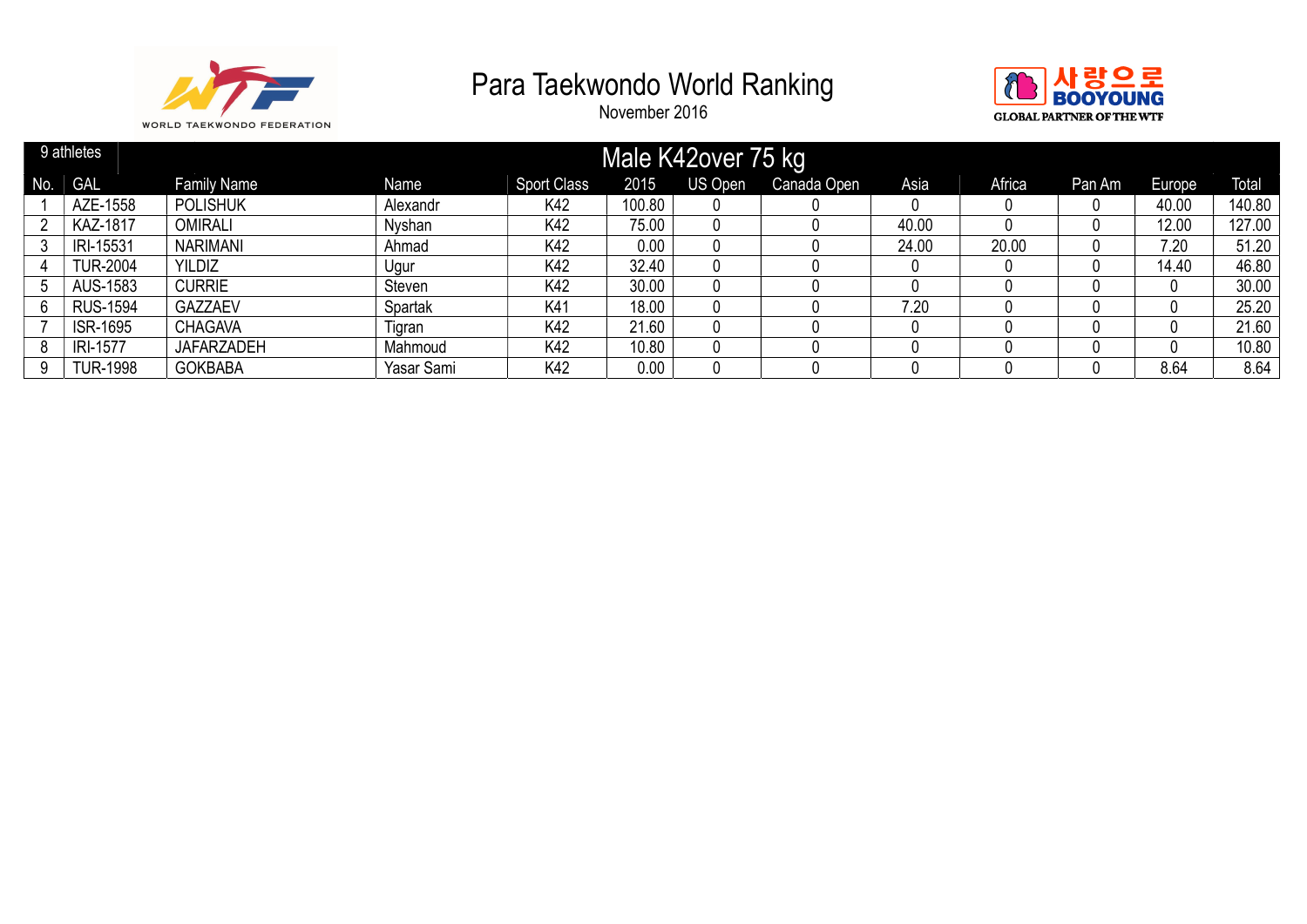# Para Taekwondo World Ranking

November 2016

WORLD TAEKWONDO FEDERATION

사랑으로 BOOYOUNG GLOBAL PARTNER OF THE WTF

| 9 athletes | Male K42over 75 kg | | | | | | | | | | |
|---|---|---|---|---|---|---|---|---|---|---|---|
| No. | GAL | Family Name | Name | Sport Class | 2015 | US Open | Canada Open | Asia | Africa | Pan Am | Europe | Total |
| 1 | AZE-1558 | POLISHUK | Alexandr | K42 | 100.80 | 0 | 0 | 0 | 0 | 0 | 40.00 | 140.80 |
| 2 | KAZ-1817 | OMIRALI | Nyshan | K42 | 75.00 | 0 | 0 | 40.00 | 0 | 0 | 12.00 | 127.00 |
| 3 | IRI-15531 | NARIMANI | Ahmad | K42 | 0.00 | 0 | 0 | 24.00 | 20.00 | 0 | 7.20 | 51.20 |
| 4 | TUR-2004 | YILDIZ | Ugur | K42 | 32.40 | 0 | 0 | 0 | 0 | 0 | 14.40 | 46.80 |
| 5 | AUS-1583 | CURRIE | Steven | K42 | 30.00 | 0 | 0 | 0 | 0 | 0 | 0 | 30.00 |
| 6 | RUS-1594 | GAZZAEV | Spartak | K41 | 18.00 | 0 | 0 | 7.20 | 0 | 0 | 0 | 25.20 |
| 7 | ISR-1695 | CHAGAVA | Tigran | K42 | 21.60 | 0 | 0 | 0 | 0 | 0 | 0 | 21.60 |
| 8 | IRI-1577 | JAFARZADEH | Mahmoud | K42 | 10.80 | 0 | 0 | 0 | 0 | 0 | 0 | 10.80 |
| 9 | TUR-1998 | GOKBABA | Yasar Sami | K42 | 0.00 | 0 | 0 | 0 | 0 | 0 | 8.64 | 8.64 |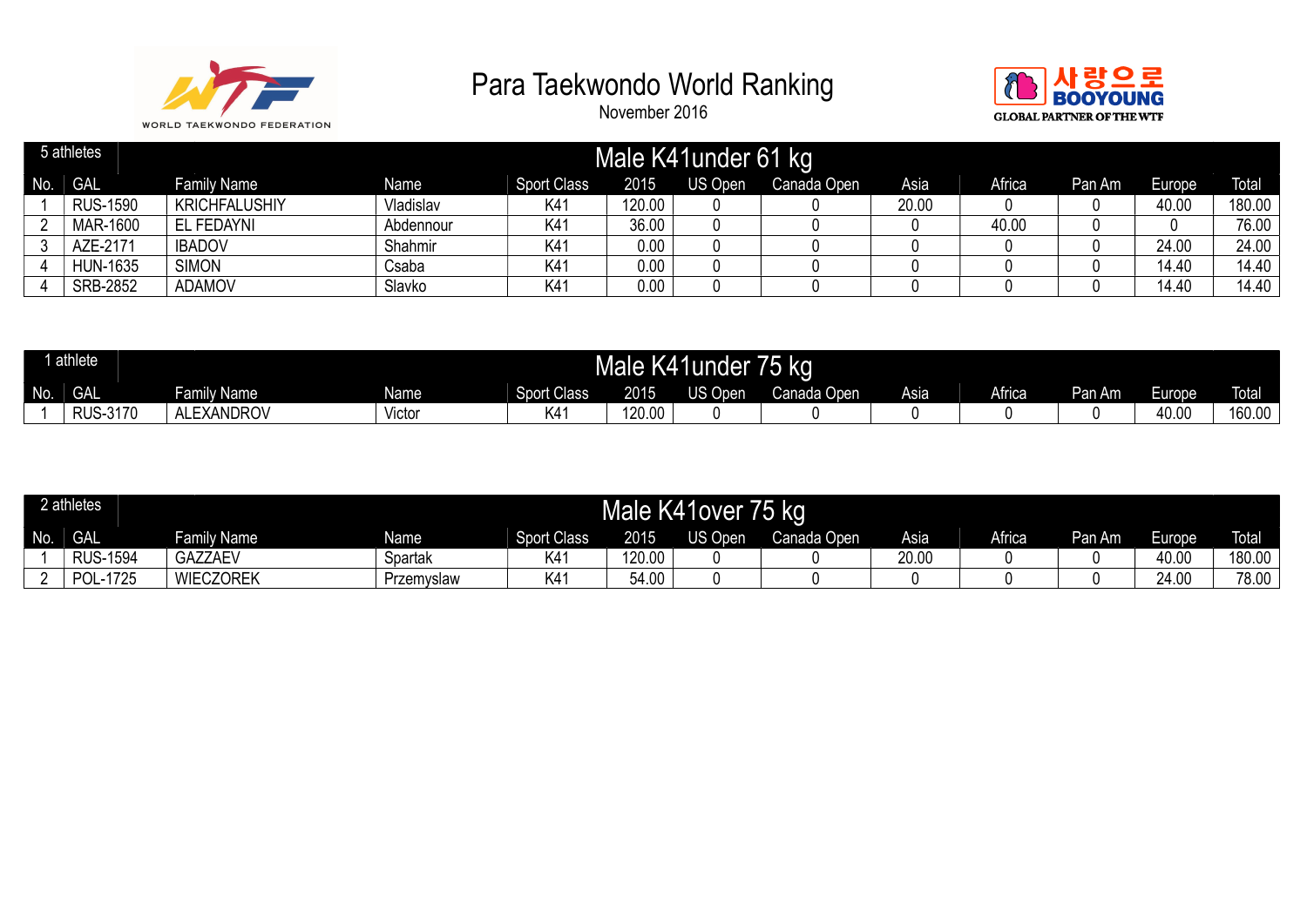# Para Taekwondo World Ranking

November 2016

## Male K41under 61 kg

5 athletes

| No. | GAL | Family Name | Name | Sport Class | 2015 | US Open | Canada Open | Asia | Africa | Pan Am | Europe | Total |
|---|---|---|---|---|---|---|---|---|---|---|---|---|
| 1 | RUS-1590 | KRICHFALUSHIY | Vladislav | K41 | 120.00 | 0 | 0 | 20.00 | 0 | 0 | 40.00 | 180.00 |
| 2 | MAR-1600 | EL FEDAYNI | Abdennour | K41 | 36.00 | 0 | 0 | 0 | 40.00 | 0 | 0 | 76.00 |
| 3 | AZE-2171 | IBADOV | Shahmir | K41 | 0.00 | 0 | 0 | 0 | 0 | 0 | 24.00 | 24.00 |
| 4 | HUN-1635 | SIMON | Csaba | K41 | 0.00 | 0 | 0 | 0 | 0 | 0 | 14.40 | 14.40 |
| 4 | SRB-2852 | ADAMOV | Slavko | K41 | 0.00 | 0 | 0 | 0 | 0 | 0 | 14.40 | 14.40 |

## Male K41under 75 kg

1 athlete

| No. | GAL | Family Name | Name | Sport Class | 2015 | US Open | Canada Open | Asia | Africa | Pan Am | Europe | Total |
|---|---|---|---|---|---|---|---|---|---|---|---|---|
| 1 | RUS-3170 | ALEXANDROV | Victor | K41 | 120.00 | 0 | 0 | 0 | 0 | 0 | 40.00 | 160.00 |

## Male K41over 75 kg

2 athletes

| No. | GAL | Family Name | Name | Sport Class | 2015 | US Open | Canada Open | Asia | Africa | Pan Am | Europe | Total |
|---|---|---|---|---|---|---|---|---|---|---|---|---|
| 1 | RUS-1594 | GAZZAEV | Spartak | K41 | 120.00 | 0 | 0 | 20.00 | 0 | 0 | 40.00 | 180.00 |
| 2 | POL-1725 | WIECZOREK | Przemyslaw | K41 | 54.00 | 0 | 0 | 0 | 0 | 0 | 24.00 | 78.00 |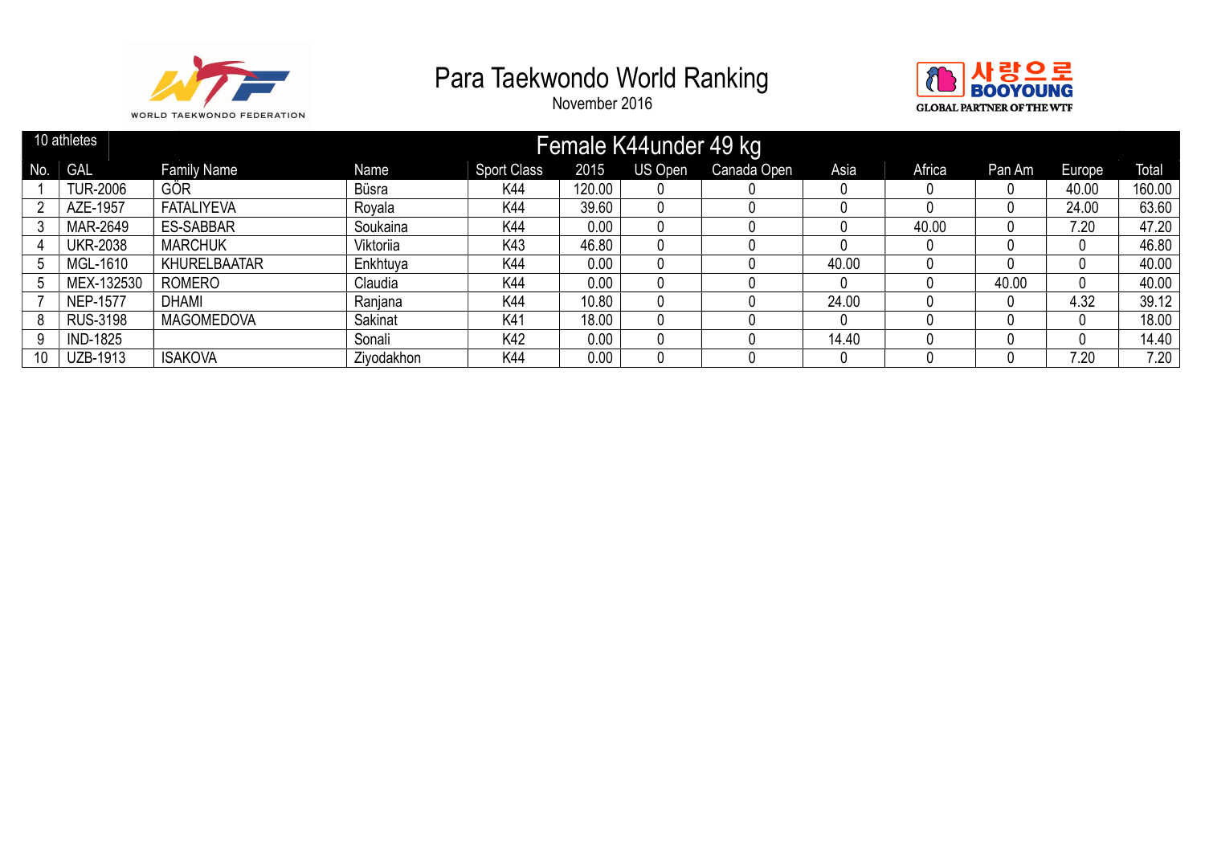# Para Taekwondo World Ranking

November 2016

| 10 athletes | Female K44under 49 kg | | | | | | | | | | | |
|---|---|---|---|---|---|---|---|---|---|---|---|---|
| No. | GAL | Family Name | Name | Sport Class | 2015 | US Open | Canada Open | Asia | Africa | Pan Am | Europe | Total |
| 1 | TUR-2006 | GÖR | Büsra | K44 | 120.00 | 0 | 0 | 0 | 0 | 0 | 40.00 | 160.00 |
| 2 | AZE-1957 | FATALIYEVA | Royala | K44 | 39.60 | 0 | 0 | 0 | 0 | 0 | 24.00 | 63.60 |
| 3 | MAR-2649 | ES-SABBAR | Soukaina | K44 | 0.00 | 0 | 0 | 0 | 40.00 | 0 | 7.20 | 47.20 |
| 4 | UKR-2038 | MARCHUK | Viktoriia | K43 | 46.80 | 0 | 0 | 0 | 0 | 0 | 0 | 46.80 |
| 5 | MGL-1610 | KHURELBAATAR | Enkhtuya | K44 | 0.00 | 0 | 0 | 40.00 | 0 | 0 | 0 | 40.00 |
| 5 | MEX-132530 | ROMERO | Claudia | K44 | 0.00 | 0 | 0 | 0 | 0 | 40.00 | 0 | 40.00 |
| 7 | NEP-1577 | DHAMI | Ranjana | K44 | 10.80 | 0 | 0 | 24.00 | 0 | 0 | 4.32 | 39.12 |
| 8 | RUS-3198 | MAGOMEDOVA | Sakinat | K41 | 18.00 | 0 | 0 | 0 | 0 | 0 | 0 | 18.00 |
| 9 | IND-1825 | | Sonali | K42 | 0.00 | 0 | 0 | 14.40 | 0 | 0 | 0 | 14.40 |
| 10 | UZB-1913 | ISAKOVA | Ziyodakhon | K44 | 0.00 | 0 | 0 | 0 | 0 | 0 | 7.20 | 7.20 |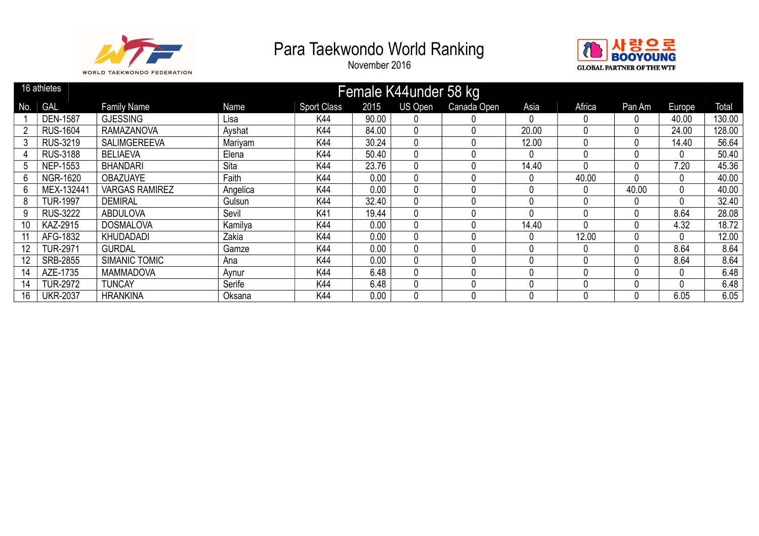# Para Taekwondo World Ranking

November 2016

WORLD TAEKWONDO FEDERATION

사랑으로 BOOYOUNG GLOBAL PARTNER OF THE WTF

| 16 athletes | Female K44under 58 kg | | | | | | | | | | | |
|---|---|---|---|---|---|---|---|---|---|---|---|---|
| No. | GAL | Family Name | Name | Sport Class | 2015 | US Open | Canada Open | Asia | Africa | Pan Am | Europe | Total |
| 1 | DEN-1587 | GJESSING | Lisa | K44 | 90.00 | 0 | 0 | 0 | 0 | 0 | 40.00 | 130.00 |
| 2 | RUS-1604 | RAMAZANOVA | Ayshat | K44 | 84.00 | 0 | 0 | 20.00 | 0 | 0 | 24.00 | 128.00 |
| 3 | RUS-3219 | SALIMGEREEVA | Mariyam | K44 | 30.24 | 0 | 0 | 12.00 | 0 | 0 | 14.40 | 56.64 |
| 4 | RUS-3188 | BELIAEVA | Elena | K44 | 50.40 | 0 | 0 | 0 | 0 | 0 | 0 | 50.40 |
| 5 | NEP-1553 | BHANDARI | Sita | K44 | 23.76 | 0 | 0 | 14.40 | 0 | 0 | 7.20 | 45.36 |
| 6 | NGR-1620 | OBAZUAYE | Faith | K44 | 0.00 | 0 | 0 | 0 | 40.00 | 0 | 0 | 40.00 |
| 6 | MEX-132441 | VARGAS RAMIREZ | Angelica | K44 | 0.00 | 0 | 0 | 0 | 0 | 40.00 | 0 | 40.00 |
| 8 | TUR-1997 | DEMIRAL | Gulsun | K44 | 32.40 | 0 | 0 | 0 | 0 | 0 | 0 | 32.40 |
| 9 | RUS-3222 | ABDULOVA | Sevil | K41 | 19.44 | 0 | 0 | 0 | 0 | 0 | 8.64 | 28.08 |
| 10 | KAZ-2915 | DOSMALOVA | Kamilya | K44 | 0.00 | 0 | 0 | 14.40 | 0 | 0 | 4.32 | 18.72 |
| 11 | AFG-1832 | KHUDADADI | Zakia | K44 | 0.00 | 0 | 0 | 0 | 12.00 | 0 | 0 | 12.00 |
| 12 | TUR-2971 | GURDAL | Gamze | K44 | 0.00 | 0 | 0 | 0 | 0 | 0 | 8.64 | 8.64 |
| 12 | SRB-2855 | SIMANIC TOMIC | Ana | K44 | 0.00 | 0 | 0 | 0 | 0 | 0 | 8.64 | 8.64 |
| 14 | AZE-1735 | MAMMADOVA | Aynur | K44 | 6.48 | 0 | 0 | 0 | 0 | 0 | 0 | 6.48 |
| 14 | TUR-2972 | TUNCAY | Serife | K44 | 6.48 | 0 | 0 | 0 | 0 | 0 | 0 | 6.48 |
| 16 | UKR-2037 | HRANKINA | Oksana | K44 | 0.00 | 0 | 0 | 0 | 0 | 0 | 6.05 | 6.05 |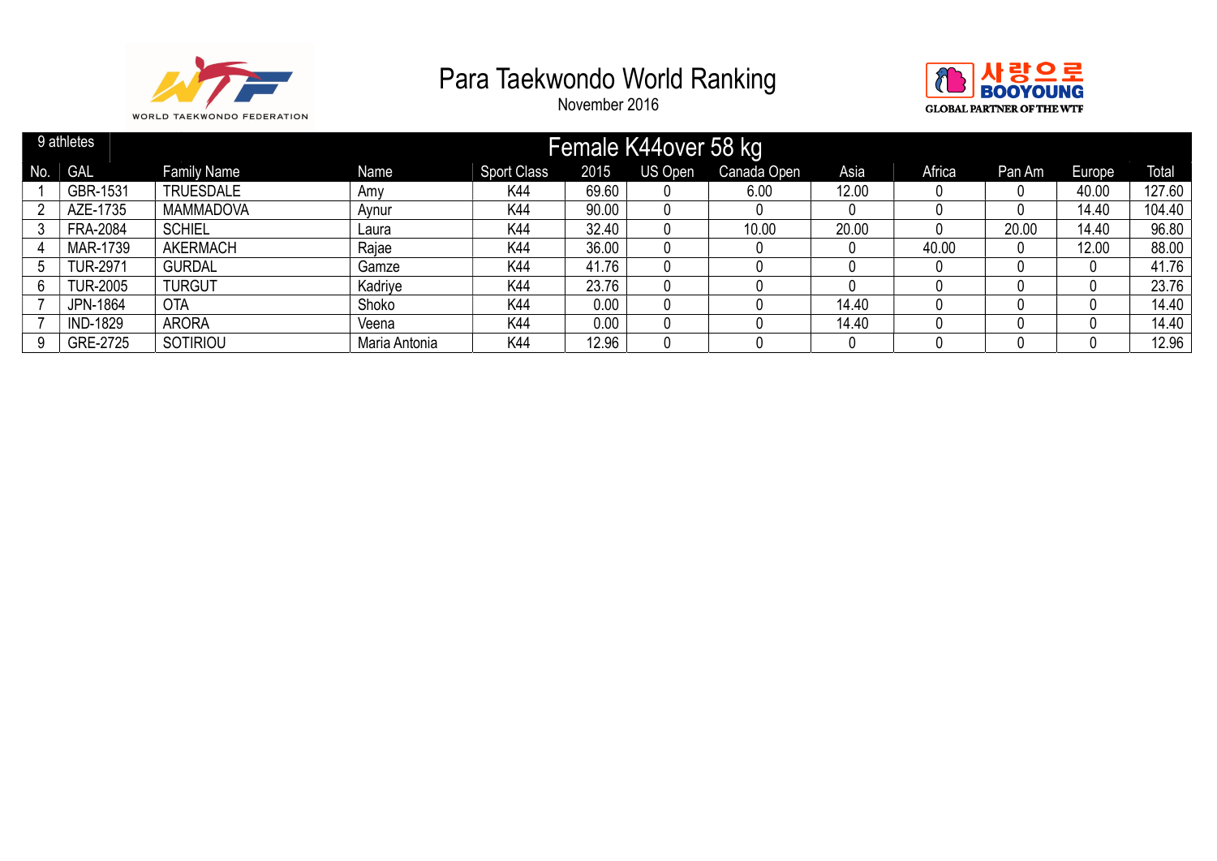# Para Taekwondo World Ranking

November 2016

WORLD TAEKWONDO FEDERATION

사랑으로 BOOYOUNG GLOBAL PARTNER OF THE WTF

| 9 athletes | | Female K44over 58 kg | | | | | | | | | | | |
|---|---|---|---|---|---|---|---|---|---|---|---|---|---|
| No. | GAL | Family Name | Name | Sport Class | 2015 | US Open | Canada Open | Asia | Africa | Pan Am | Europe | Total |
| 1 | GBR-1531 | TRUESDALE | Amy | K44 | 69.60 | 0 | 6.00 | 12.00 | 0 | 0 | 40.00 | 127.60 |
| 2 | AZE-1735 | MAMMADOVA | Aynur | K44 | 90.00 | 0 | 0 | 0 | 0 | 0 | 14.40 | 104.40 |
| 3 | FRA-2084 | SCHIEL | Laura | K44 | 32.40 | 0 | 10.00 | 20.00 | 0 | 20.00 | 14.40 | 96.80 |
| 4 | MAR-1739 | AKERMACH | Rajae | K44 | 36.00 | 0 | 0 | 0 | 40.00 | 0 | 12.00 | 88.00 |
| 5 | TUR-2971 | GURDAL | Gamze | K44 | 41.76 | 0 | 0 | 0 | 0 | 0 | 0 | 41.76 |
| 6 | TUR-2005 | TURGUT | Kadriye | K44 | 23.76 | 0 | 0 | 0 | 0 | 0 | 0 | 23.76 |
| 7 | JPN-1864 | OTA | Shoko | K44 | 0.00 | 0 | 0 | 14.40 | 0 | 0 | 0 | 14.40 |
| 7 | IND-1829 | ARORA | Veena | K44 | 0.00 | 0 | 0 | 14.40 | 0 | 0 | 0 | 14.40 |
| 9 | GRE-2725 | SOTIRIOU | Maria Antonia | K44 | 12.96 | 0 | 0 | 0 | 0 | 0 | 0 | 12.96 |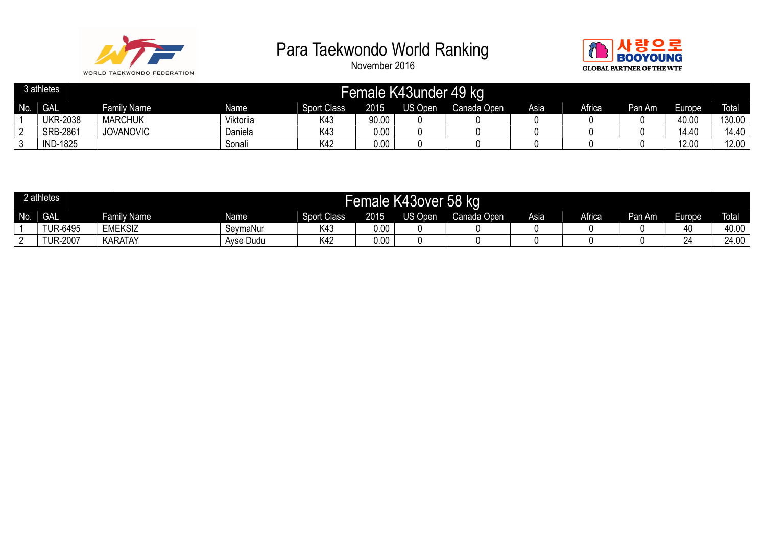# Para Taekwondo World Ranking

November 2016

## Female K43under 49 kg

3 athletes

| No. | GAL | Family Name | Name | Sport Class | 2015 | US Open | Canada Open | Asia | Africa | Pan Am | Europe | Total |
|---|---|---|---|---|---|---|---|---|---|---|---|---|
| 1 | UKR-2038 | MARCHUK | Viktoriia | K43 | 90.00 | 0 | 0 | 0 | 0 | 0 | 40.00 | 130.00 |
| 2 | SRB-2861 | JOVANOVIC | Daniela | K43 | 0.00 | 0 | 0 | 0 | 0 | 0 | 14.40 | 14.40 |
| 3 | IND-1825 | | Sonali | K42 | 0.00 | 0 | 0 | 0 | 0 | 0 | 12.00 | 12.00 |

## Female K43over 58 kg

2 athletes

| No. | GAL | Family Name | Name | Sport Class | 2015 | US Open | Canada Open | Asia | Africa | Pan Am | Europe | Total |
|---|---|---|---|---|---|---|---|---|---|---|---|---|
| 1 | TUR-6495 | EMEKSIZ | SeymaNur | K43 | 0.00 | 0 | 0 | 0 | 0 | 0 | 40 | 40.00 |
| 2 | TUR-2007 | KARATAY | Ayse Dudu | K42 | 0.00 | 0 | 0 | 0 | 0 | 0 | 24 | 24.00 |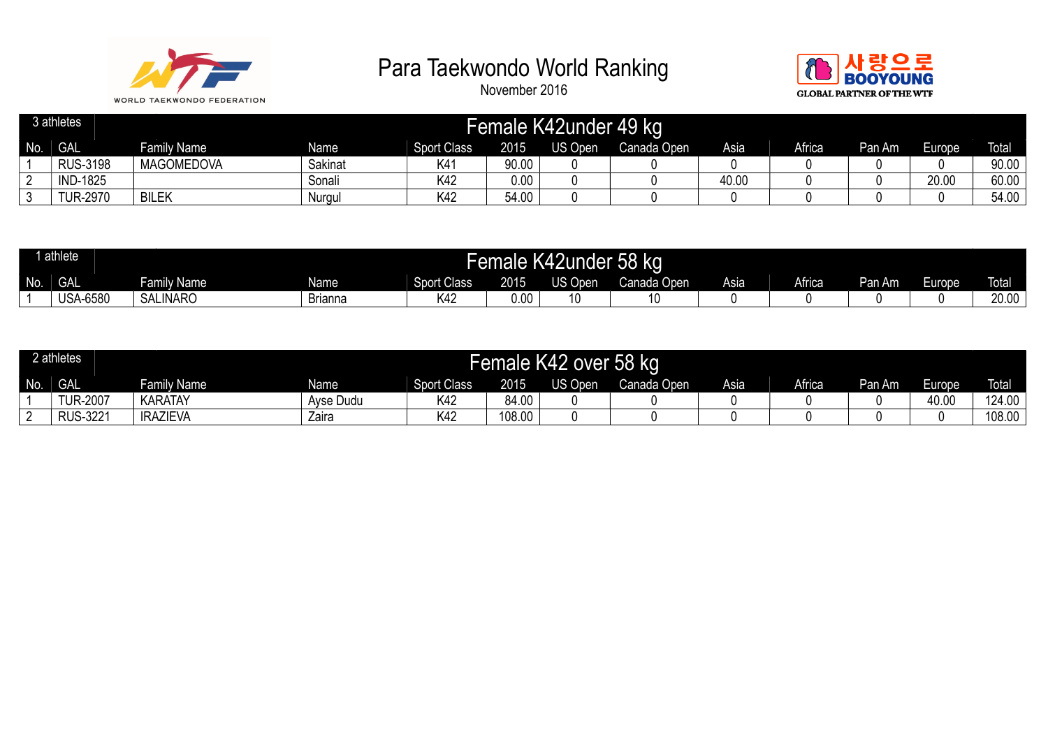# Para Taekwondo World Ranking

November 2016

WORLD TAEKWONDO FEDERATION

사랑으로 BOOYOUNG GLOBAL PARTNER OF THE WTF

## Female K42under 49 kg

3 athletes

| No. | GAL | Family Name | Name | Sport Class | 2015 | US Open | Canada Open | Asia | Africa | Pan Am | Europe | Total |
|---|---|---|---|---|---|---|---|---|---|---|---|---|
| 1 | RUS-3198 | MAGOMEDOVA | Sakinat | K41 | 90.00 | 0 | 0 | 0 | 0 | 0 | 0 | 90.00 |
| 2 | IND-1825 | | Sonali | K42 | 0.00 | 0 | 0 | 40.00 | 0 | 0 | 20.00 | 60.00 |
| 3 | TUR-2970 | BILEK | Nurgul | K42 | 54.00 | 0 | 0 | 0 | 0 | 0 | 0 | 54.00 |

## Female K42under 58 kg

1 athlete

| No. | GAL | Family Name | Name | Sport Class | 2015 | US Open | Canada Open | Asia | Africa | Pan Am | Europe | Total |
|---|---|---|---|---|---|---|---|---|---|---|---|---|
| 1 | USA-6580 | SALINARO | Brianna | K42 | 0.00 | 10 | 10 | 0 | 0 | 0 | 0 | 20.00 |

## Female K42 over 58 kg

2 athletes

| No. | GAL | Family Name | Name | Sport Class | 2015 | US Open | Canada Open | Asia | Africa | Pan Am | Europe | Total |
|---|---|---|---|---|---|---|---|---|---|---|---|---|
| 1 | TUR-2007 | KARATAY | Ayse Dudu | K42 | 84.00 | 0 | 0 | 0 | 0 | 0 | 40.00 | 124.00 |
| 2 | RUS-3221 | IRAZIEVA | Zaira | K42 | 108.00 | 0 | 0 | 0 | 0 | 0 | 0 | 108.00 |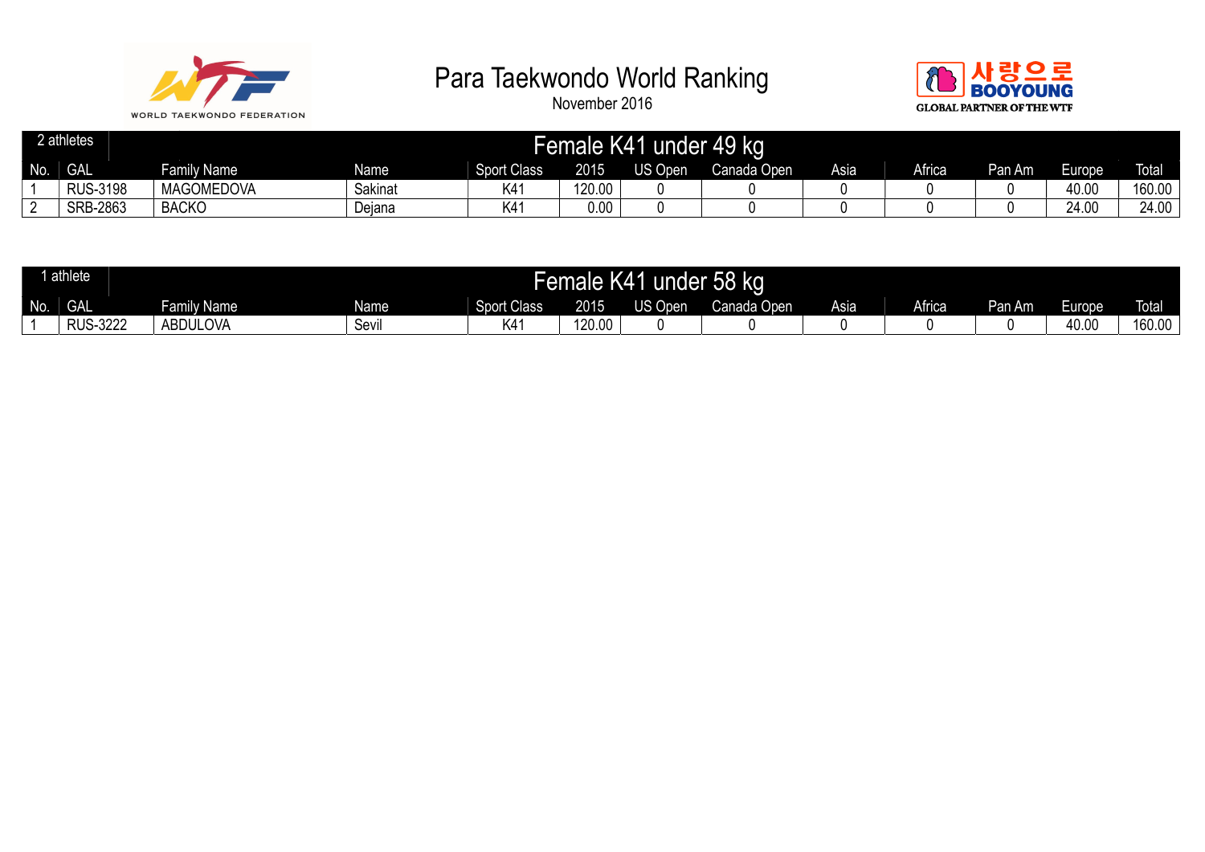# Para Taekwondo World Ranking

November 2016

WORLD TAEKWONDO FEDERATION

사랑으로 BOOYOUNG GLOBAL PARTNER OF THE WTF

## Female K41 under 49 kg

2 athletes

| No. | GAL | Family Name | Name | Sport Class | 2015 | US Open | Canada Open | Asia | Africa | Pan Am | Europe | Total |
|---|---|---|---|---|---|---|---|---|---|---|---|---|
| 1 | RUS-3198 | MAGOMEDOVA | Sakinat | K41 | 120.00 | 0 | 0 | 0 | 0 | 0 | 40.00 | 160.00 |
| 2 | SRB-2863 | BACKO | Dejana | K41 | 0.00 | 0 | 0 | 0 | 0 | 0 | 24.00 | 24.00 |

## Female K41 under 58 kg

1 athlete

| No. | GAL | Family Name | Name | Sport Class | 2015 | US Open | Canada Open | Asia | Africa | Pan Am | Europe | Total |
|---|---|---|---|---|---|---|---|---|---|---|---|---|
| 1 | RUS-3222 | ABDULOVA | Sevil | K41 | 120.00 | 0 | 0 | 0 | 0 | 0 | 40.00 | 160.00 |